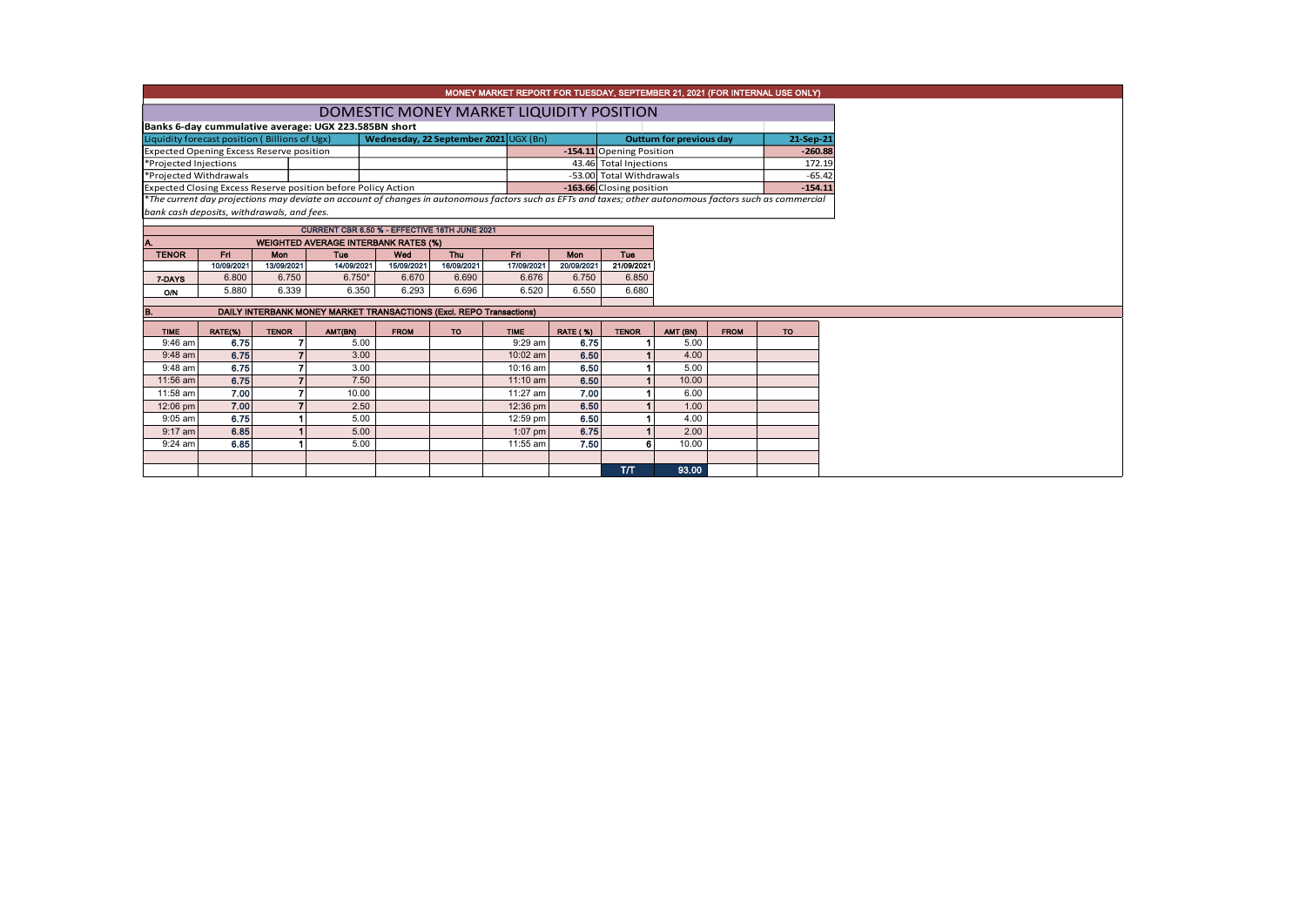# MONEY MARKET REPORT FOR TUESDAY, SEPTEMBER 21, 2021 (FOR INTERNAL USE ONLY)

## DOMESTIC MONEY MARKET LIQUIDITY POSITION

**Banks 6-day cummulative average: UGX 223.585BN short**

| Liquidity forecast position ( Billions of Ugx) | Wednesday, 22 September 2021 UGX (Bn) | Outturn for previous day | 21-Sep-21 |
|---|---|---|---|
| Expected Opening Excess Reserve position | **-154.11** | Opening Position | **-260.88** |
| *Projected Injections | 43.46 | Total Injections | 172.19 |
| *Projected Withdrawals | -53.00 | Total Withdrawals | -65.42 |
| Expected Closing Excess Reserve position before Policy Action | **-163.66** | Closing position | **-154.11** |

*The current day projections may deviate on account of changes in autonomous factors such as EFTs and taxes; other autonomous factors such as commercial bank cash deposits, withdrawals, and fees.*

**CURRENT CBR 6.50 % - EFFECTIVE 16TH JUNE 2021**

**A. WEIGHTED AVERAGE INTERBANK RATES (%)**

| TENOR | Fri | Mon | Tue | Wed | Thu | Fri | Mon | Tue |
|---|---|---|---|---|---|---|---|---|
| | 10/09/2021 | 13/09/2021 | 14/09/2021 | 15/09/2021 | 16/09/2021 | 17/09/2021 | 20/09/2021 | 21/09/2021 |
| 7-DAYS | 6.800 | 6.750 | 6.750* | 6.670 | 6.690 | 6.676 | 6.750 | 6.850 |
| O/N | 5.880 | 6.339 | 6.350 | 6.293 | 6.696 | 6.520 | 6.550 | 6.680 |

**B. DAILY INTERBANK MONEY MARKET TRANSACTIONS (Excl. REPO Transactions)**

| TIME | RATE(%) | TENOR | AMT(BN) | FROM | TO | TIME | RATE (%) | TENOR | AMT (BN) | FROM | TO |
|---|---|---|---|---|---|---|---|---|---|---|---|
| 9:46 am | 6.75 | 7 | 5.00 | | | 9:29 am | 6.75 | 1 | 5.00 | | |
| 9:48 am | 6.75 | 7 | 3.00 | | | 10:02 am | 6.50 | 1 | 4.00 | | |
| 9:48 am | 6.75 | 7 | 3.00 | | | 10:16 am | 6.50 | 1 | 5.00 | | |
| 11:56 am | 6.75 | 7 | 7.50 | | | 11:10 am | 6.50 | 1 | 10.00 | | |
| 11:58 am | 7.00 | 7 | 10.00 | | | 11:27 am | 7.00 | 1 | 6.00 | | |
| 12:06 pm | 7.00 | 7 | 2.50 | | | 12:36 pm | 6.50 | 1 | 1.00 | | |
| 9:05 am | 6.75 | 1 | 5.00 | | | 12:59 pm | 6.50 | 1 | 4.00 | | |
| 9:17 am | 6.85 | 1 | 5.00 | | | 1:07 pm | 6.75 | 1 | 2.00 | | |
| 9:24 am | 6.85 | 1 | 5.00 | | | 11:55 am | 7.50 | 6 | 10.00 | | |
| | | | | | | | | T/T | 93.00 | | |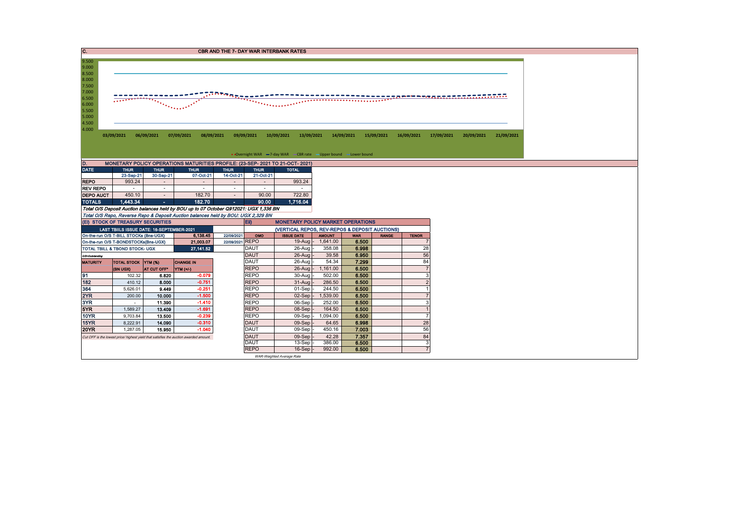## C. CBR AND THE 7- DAY WAR INTERBANK RATES

9.500
9.000
8.500
8.000
7.500
7.000
6.500
6.000
5.500
5.000
4.500
4.000

03/09/2021 06/09/2021 07/09/2021 08/09/2021 09/09/2021 10/09/2021 13/09/2021 14/09/2021 15/09/2021 16/09/2021 17/09/2021 20/09/2021 21/09/2021

Overnight WAR — 7-day WAR — CBR rate — Upper bound — Lower bound

## D. MONETARY POLICY OPERATIONS MATURITIES PROFILE: (23-SEP- 2021 TO 21-OCT- 2021)

| DATE | THUR | THUR | THUR | THUR | THUR | TOTAL |
|---|---|---|---|---|---|---|
| | 23-Sep-21 | 30-Sep-21 | 07-Oct-21 | 14-Oct-21 | 21-Oct-21 | |
| REPO | 993.24 | - | - | - | - | 993.24 |
| REV REPO | - | - | - | - | - | - |
| DEPO AUCT | 450.10 | - | 182.70 | - | 90.00 | 722.80 |
| TOTALS | 1,443.34 | - | 182.70 | - | 90.00 | 1,716.04 |

*Total O/S Deposit Auction balances held by BOU up to 07 October Q912021: UGX 1,336 BN*

*Total O/S Repo, Reverse Repo & Deposit Auction balances held by BOU: UGX 2,329 BN*

## (EI) STOCK OF TREASURY SECURITIES

| LAST TBIILS ISSUE DATE: 16-SEPTEMBER-2021 | | | |
|---|---|---|---|
| On-the-run O/S T-BILL STOCKs (Bns-UGX) | | 6,138.45 | 22/09/2021 |
| On-the-run O/S T-BONDSTOCKs(Bns-UGX) | | 21,003.07 | 22/09/2021 |
| TOTAL TBILL & TBOND STOCK- UGX | | 27,141.52 | |

O/S=Outstanding

| MATURITY | TOTAL STOCK (BN UGX) | YTM (%) AT CUT OFF* | CHANGE IN YTM (+/-) |
|---|---|---|---|
| 91 | 102.32 | 6.820 | -0.079 |
| 182 | 410.12 | 8.000 | -0.751 |
| 364 | 5,626.01 | 9.449 | -0.251 |
| 2YR | 200.00 | 10.000 | -1.500 |
| 3YR | - | 11.390 | -1.410 |
| 5YR | 1,589.27 | 13.409 | -1.691 |
| 10YR | 9,703.84 | 13.500 | -0.239 |
| 15YR | 8,222.91 | 14.090 | -0.310 |
| 20YR | 1,287.05 | 15.950 | -1.040 |

Cut OFF is the lowest price/ highest yield that satisfies the auction awarded amount.

## EII) MONETARY POLICY MARKET OPERATIONS

(VERTICAL REPOS, REV-REPOS & DEPOSIT AUCTIONS)

| OMO | ISSUE DATE | AMOUNT | WAR | RANGE | TENOR |
|---|---|---|---|---|---|
| REPO | 19-Aug - | 1,641.00 | 6.500 | | 7 |
| DAUT | 26-Aug - | 358.08 | 6.998 | | 28 |
| DAUT | 26-Aug - | 39.58 | 6.950 | | 56 |
| DAUT | 26-Aug - | 54.34 | 7.299 | | 84 |
| REPO | 26-Aug - | 1,161.00 | 6.500 | | 7 |
| REPO | 30-Aug - | 502.00 | 6.500 | | 3 |
| REPO | 31-Aug - | 286.50 | 6.500 | | 2 |
| REPO | 01-Sep - | 244.50 | 6.500 | | 1 |
| REPO | 02-Sep - | 1,539.00 | 6.500 | | 7 |
| REPO | 06-Sep - | 252.00 | 6.500 | | 3 |
| REPO | 08-Sep - | 164.50 | 6.500 | | 1 |
| REPO | 09-Sep - | 1,094.00 | 6.500 | | 7 |
| DAUT | 09-Sep - | 64.65 | 6.998 | | 28 |
| DAUT | 09-Sep - | 450.16 | 7.003 | | 56 |
| DAUT | 09-Sep - | 42.28 | 7.357 | | 84 |
| DAUT | 13-Sep - | 386.00 | 6.500 | | 3 |
| REPO | 16-Sep - | 992.00 | 6.500 | | 7 |

WAR-Weighted Average Rate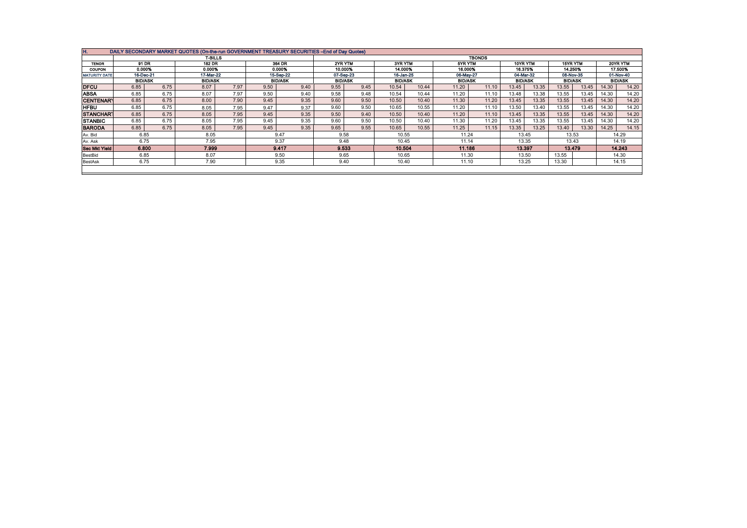**H. DAILY SECONDARY MARKET QUOTES (On-the-run GOVERNMENT TREASURY SECURITIES –End of Day Quotes)**

| | T-BILLS | | | | | | TBONDS | | | | | | | | | | | | |
|---|---|---|---|---|---|---|---|---|---|---|---|---|---|---|---|---|---|---|---|
| **TENOR** | **91 DR** | | **182 DR** | | **364 DR** | | **2YR YTM** | | **3YR YTM** | | **5YR YTM** | | **10YR YTM** | | **15YR YTM** | | **20YR YTM** | |
| **COUPON** | **0.000%** | | **0.000%** | | **0.000%** | | **10.000%** | | **14.000%** | | **16.000%** | | **16.375%** | | **14.250%** | | **17.500%** | |
| **MATURITY DATE** | **16-Dec-21** | | **17-Mar-22** | | **15-Sep-22** | | **07-Sep-23** | | **16-Jan-25** | | **06-May-27** | | **04-Mar-32** | | **08-Nov-35** | | **01-Nov-40** | |
| | **BID/ASK** | | **BID/ASK** | | **BID/ASK** | | **BID/ASK** | | **BID/ASK** | | **BID/ASK** | | **BID/ASK** | | **BID/ASK** | | **BID/ASK** | |
| **DFCU** | 6.85 | 6.75 | 8.07 | 7.97 | 9.50 | 9.40 | 9.55 | 9.45 | 10.54 | 10.44 | 11.20 | 11.10 | 13.45 | 13.35 | 13.55 | 13.45 | 14.30 | 14.20 |
| **ABSA** | 6.85 | 6.75 | 8.07 | 7.97 | 9.50 | 9.40 | 9.58 | 9.48 | 10.54 | 10.44 | 11.20 | 11.10 | 13.48 | 13.38 | 13.55 | 13.45 | 14.30 | 14.20 |
| **CENTENARY** | 6.85 | 6.75 | 8.00 | 7.90 | 9.45 | 9.35 | 9.60 | 9.50 | 10.50 | 10.40 | 11.30 | 11.20 | 13.45 | 13.35 | 13.55 | 13.45 | 14.30 | 14.20 |
| **HFBU** | 6.85 | 6.75 | 8.05 | 7.95 | 9.47 | 9.37 | 9.60 | 9.50 | 10.65 | 10.55 | 11.20 | 11.10 | 13.50 | 13.40 | 13.55 | 13.45 | 14.30 | 14.20 |
| **STANCHART** | 6.85 | 6.75 | 8.05 | 7.95 | 9.45 | 9.35 | 9.50 | 9.40 | 10.50 | 10.40 | 11.20 | 11.10 | 13.45 | 13.35 | 13.55 | 13.45 | 14.30 | 14.20 |
| **STANBIC** | 6.85 | 6.75 | 8.05 | 7.95 | 9.45 | 9.35 | 9.60 | 9.50 | 10.50 | 10.40 | 11.30 | 11.20 | 13.45 | 13.35 | 13.55 | 13.45 | 14.30 | 14.20 |
| **BARODA** | 6.85 | 6.75 | 8.05 | 7.95 | 9.45 | 9.35 | 9.65 | 9.55 | 10.65 | 10.55 | 11.25 | 11.15 | 13.35 | 13.25 | 13.40 | 13.30 | 14.25 | 14.15 |
| Av. Bid | 6.85 | | 8.05 | | 9.47 | | 9.58 | | 10.55 | | 11.24 | | 13.45 | | 13.53 | | 14.29 | |
| Av. Ask | 6.75 | | 7.95 | | 9.37 | | 9.48 | | 10.45 | | 11.14 | | 13.35 | | 13.43 | | 14.19 | |
| **Sec Mkt Yield** | **6.800** | | **7.999** | | **9.417** | | **9.533** | | **10.504** | | **11.186** | | **13.397** | | **13.479** | | **14.243** | |
| BestBid | 6.85 | | 8.07 | | 9.50 | | 9.65 | | 10.65 | | 11.30 | | 13.50 | | 13.55 | | 14.30 | |
| BestAsk | 6.75 | | 7.90 | | 9.35 | | 9.40 | | 10.40 | | 11.10 | | 13.25 | | 13.30 | | 14.15 | |